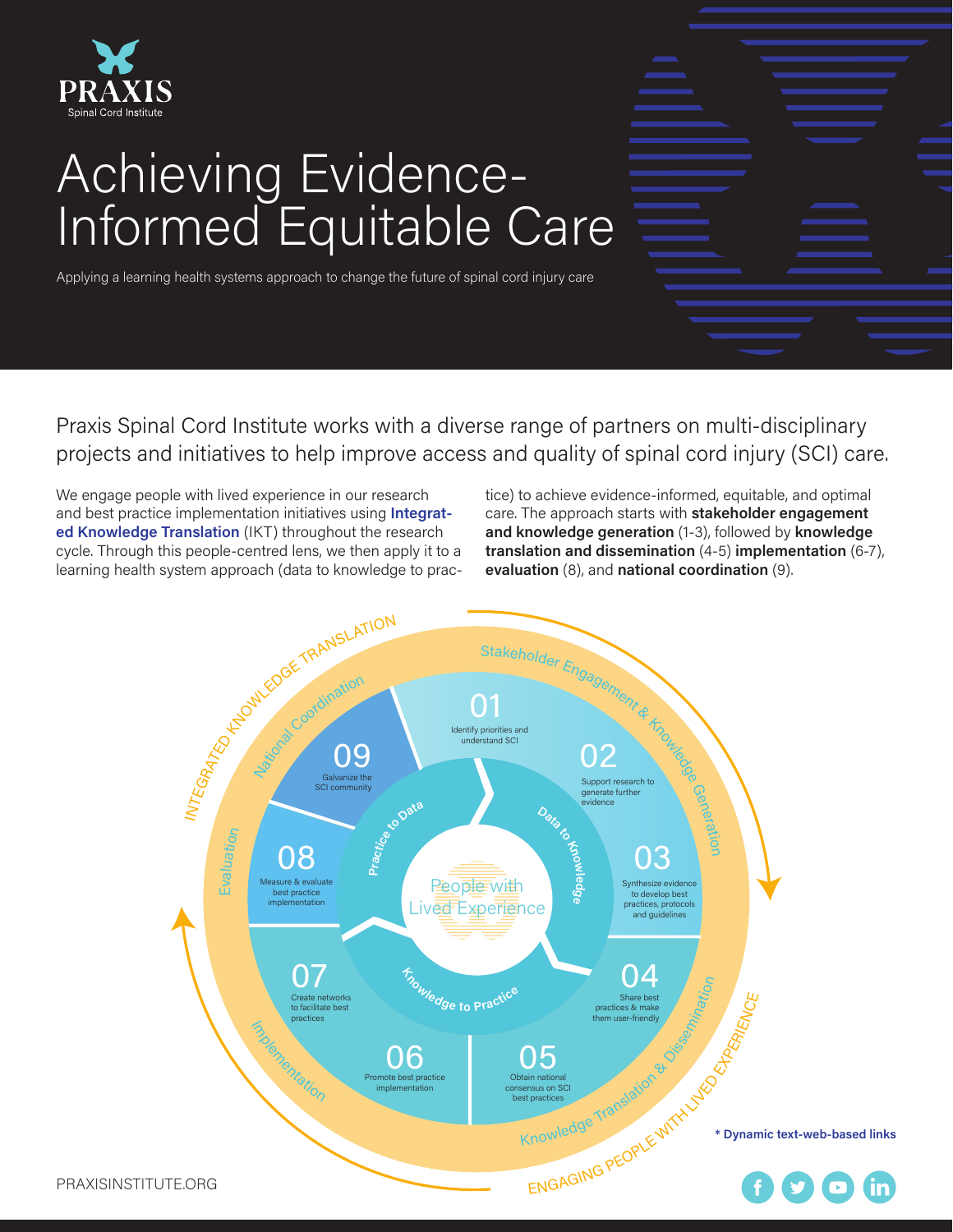PRAXIS
Spinal Cord Institute

# Achieving Evidence-Informed Equitable Care

Applying a learning health systems approach to change the future of spinal cord injury care

Praxis Spinal Cord Institute works with a diverse range of partners on multi-disciplinary projects and initiatives to help improve access and quality of spinal cord injury (SCI) care.

We engage people with lived experience in our research and best practice implementation initiatives using **Integrated Knowledge Translation** (IKT) throughout the research cycle. Through this people-centred lens, we then apply it to a learning health system approach (data to knowledge to practice) to achieve evidence-informed, equitable, and optimal care. The approach starts with **stakeholder engagement and knowledge generation** (1-3), followed by **knowledge translation and dissemination** (4-5) **implementation** (6-7), **evaluation** (8), and **national coordination** (9).

INTEGRATED KNOWLEDGE TRANSLATION

ENGAGING PEOPLE WITH LIVED EXPERIENCE

People with Lived Experience

Practice to Data · Data to Knowledge · Knowledge to Practice

**Stakeholder Engagement & Knowledge Generation**

- 01 Identify priorities and understand SCI
- 02 Support research to generate further evidence
- 03 Synthesize evidence to develop best practices, protocols and guidelines

**Knowledge Translation & Dissemination**

- 04 Share best practices & make them user-friendly
- 05 Obtain national consensus on SCI best practices

**Implementation**

- 06 Promote best practice implementation
- 07 Create networks to facilitate best practices

**Evaluation**

- 08 Measure & evaluate best practice implementation

**National Coordination**

- 09 Galvanize the SCI community

**\* Dynamic text-web-based links**

PRAXISINSTITUTE.ORG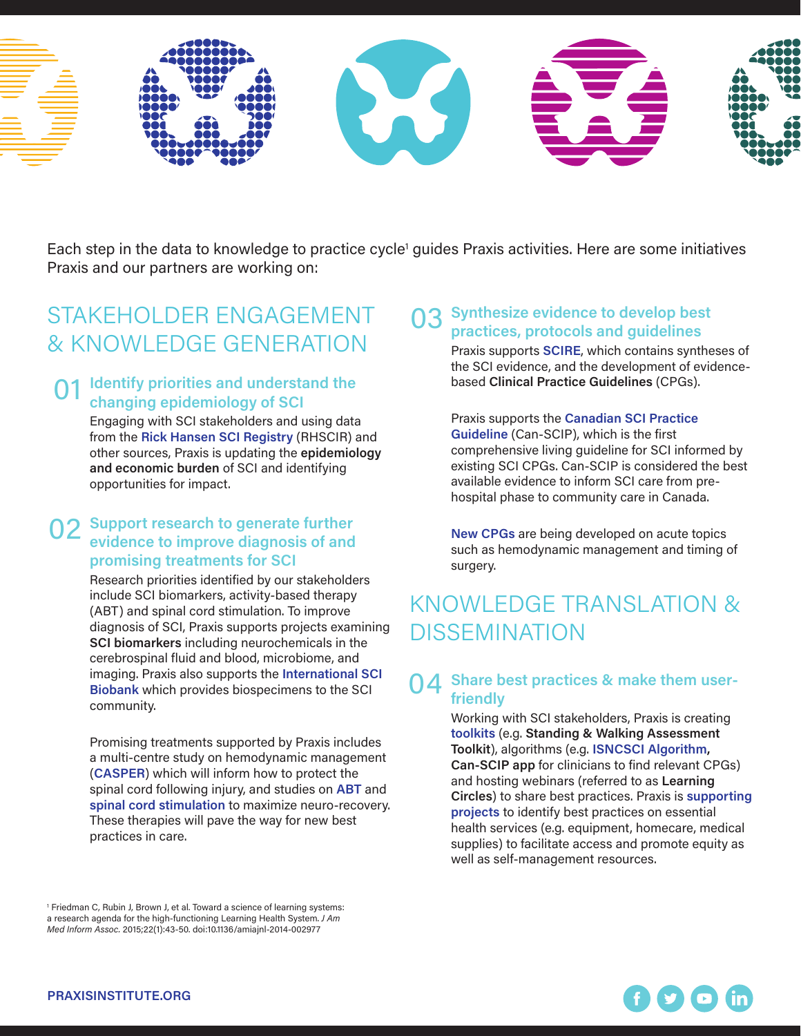Each step in the data to knowledge to practice cycle[1] guides Praxis activities. Here are some initiatives Praxis and our partners are working on:

## STAKEHOLDER ENGAGEMENT & KNOWLEDGE GENERATION

### 01 Identify priorities and understand the changing epidemiology of SCI

Engaging with SCI stakeholders and using data from the **Rick Hansen SCI Registry** (RHSCIR) and other sources, Praxis is updating the **epidemiology and economic burden** of SCI and identifying opportunities for impact.

### 02 Support research to generate further evidence to improve diagnosis of and promising treatments for SCI

Research priorities identified by our stakeholders include SCI biomarkers, activity-based therapy (ABT) and spinal cord stimulation. To improve diagnosis of SCI, Praxis supports projects examining **SCI biomarkers** including neurochemicals in the cerebrospinal fluid and blood, microbiome, and imaging. Praxis also supports the **International SCI Biobank** which provides biospecimens to the SCI community.

Promising treatments supported by Praxis includes a multi-centre study on hemodynamic management (**CASPER**) which will inform how to protect the spinal cord following injury, and studies on **ABT** and **spinal cord stimulation** to maximize neuro-recovery. These therapies will pave the way for new best practices in care.

### 03 Synthesize evidence to develop best practices, protocols and guidelines

Praxis supports **SCIRE**, which contains syntheses of the SCI evidence, and the development of evidence-based **Clinical Practice Guidelines** (CPGs).

Praxis supports the **Canadian SCI Practice Guideline** (Can-SCIP), which is the first comprehensive living guideline for SCI informed by existing SCI CPGs. Can-SCIP is considered the best available evidence to inform SCI care from pre-hospital phase to community care in Canada.

**New CPGs** are being developed on acute topics such as hemodynamic management and timing of surgery.

## KNOWLEDGE TRANSLATION & DISSEMINATION

### 04 Share best practices & make them user-friendly

Working with SCI stakeholders, Praxis is creating **toolkits** (e.g. **Standing & Walking Assessment Toolkit**), algorithms (e.g. **ISNCSCI Algorithm, Can-SCIP app** for clinicians to find relevant CPGs) and hosting webinars (referred to as **Learning Circles**) to share best practices. Praxis is **supporting projects** to identify best practices on essential health services (e.g. equipment, homecare, medical supplies) to facilitate access and promote equity as well as self-management resources.

[1] Friedman C, Rubin J, Brown J, et al. Toward a science of learning systems: a research agenda for the high-functioning Learning Health System. *J Am Med Inform Assoc.* 2015;22(1):43-50. doi:10.1136/amiajnl-2014-002977

PRAXISINSTITUTE.ORG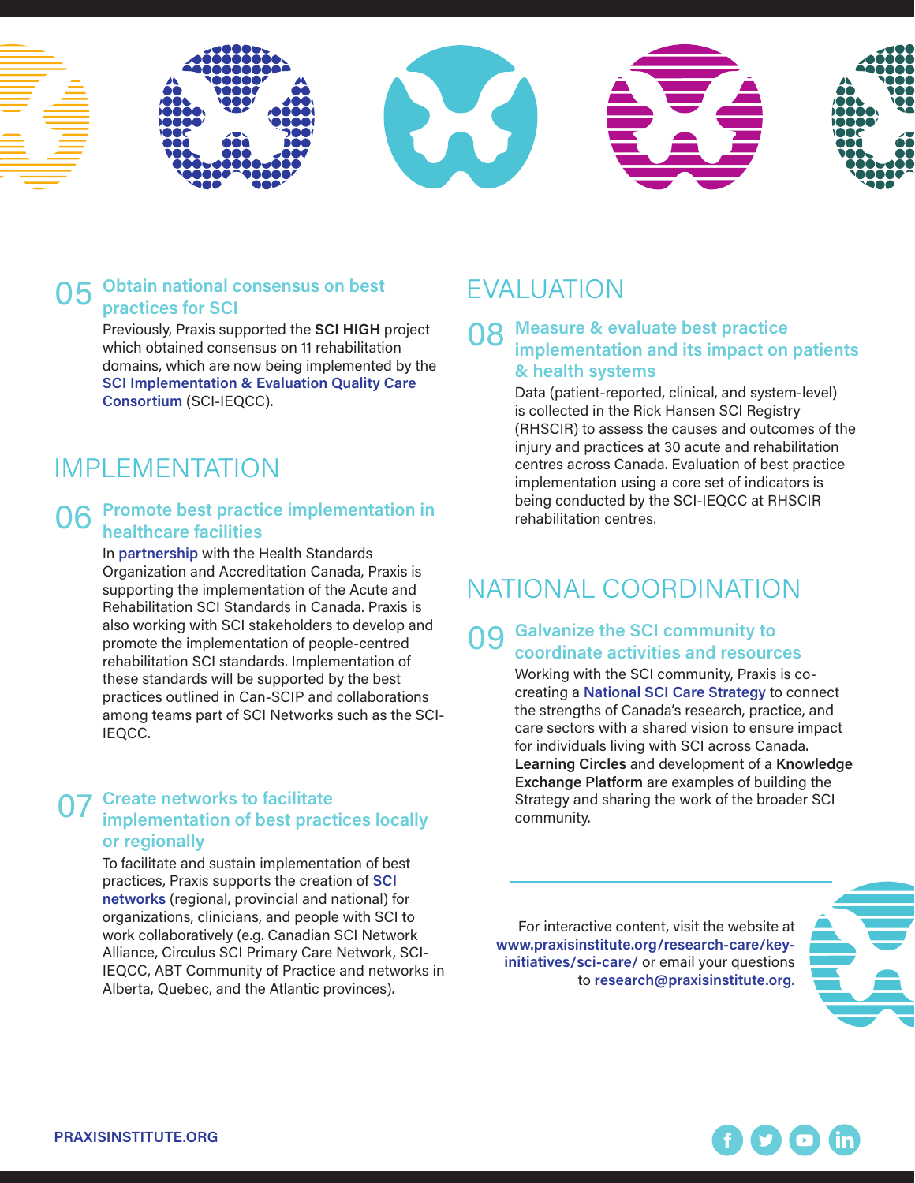### 05 Obtain national consensus on best practices for SCI

Previously, Praxis supported the **SCI HIGH** project which obtained consensus on 11 rehabilitation domains, which are now being implemented by the **SCI Implementation & Evaluation Quality Care Consortium** (SCI-IEQCC).

## IMPLEMENTATION

### 06 Promote best practice implementation in healthcare facilities

In **partnership** with the Health Standards Organization and Accreditation Canada, Praxis is supporting the implementation of the Acute and Rehabilitation SCI Standards in Canada. Praxis is also working with SCI stakeholders to develop and promote the implementation of people-centred rehabilitation SCI standards. Implementation of these standards will be supported by the best practices outlined in Can-SCIP and collaborations among teams part of SCI Networks such as the SCI-IEQCC.

### 07 Create networks to facilitate implementation of best practices locally or regionally

To facilitate and sustain implementation of best practices, Praxis supports the creation of **SCI networks** (regional, provincial and national) for organizations, clinicians, and people with SCI to work collaboratively (e.g. Canadian SCI Network Alliance, Circulus SCI Primary Care Network, SCI-IEQCC, ABT Community of Practice and networks in Alberta, Quebec, and the Atlantic provinces).

## EVALUATION

### 08 Measure & evaluate best practice implementation and its impact on patients & health systems

Data (patient-reported, clinical, and system-level) is collected in the Rick Hansen SCI Registry (RHSCIR) to assess the causes and outcomes of the injury and practices at 30 acute and rehabilitation centres across Canada. Evaluation of best practice implementation using a core set of indicators is being conducted by the SCI-IEQCC at RHSCIR rehabilitation centres.

## NATIONAL COORDINATION

### 09 Galvanize the SCI community to coordinate activities and resources

Working with the SCI community, Praxis is co-creating a **National SCI Care Strategy** to connect the strengths of Canada's research, practice, and care sectors with a shared vision to ensure impact for individuals living with SCI across Canada. **Learning Circles** and development of a **Knowledge Exchange Platform** are examples of building the Strategy and sharing the work of the broader SCI community.

For interactive content, visit the website at **www.praxisinstitute.org/research-care/key-initiatives/sci-care/** or email your questions to **research@praxisinstitute.org.**

**PRAXISINSTITUTE.ORG**